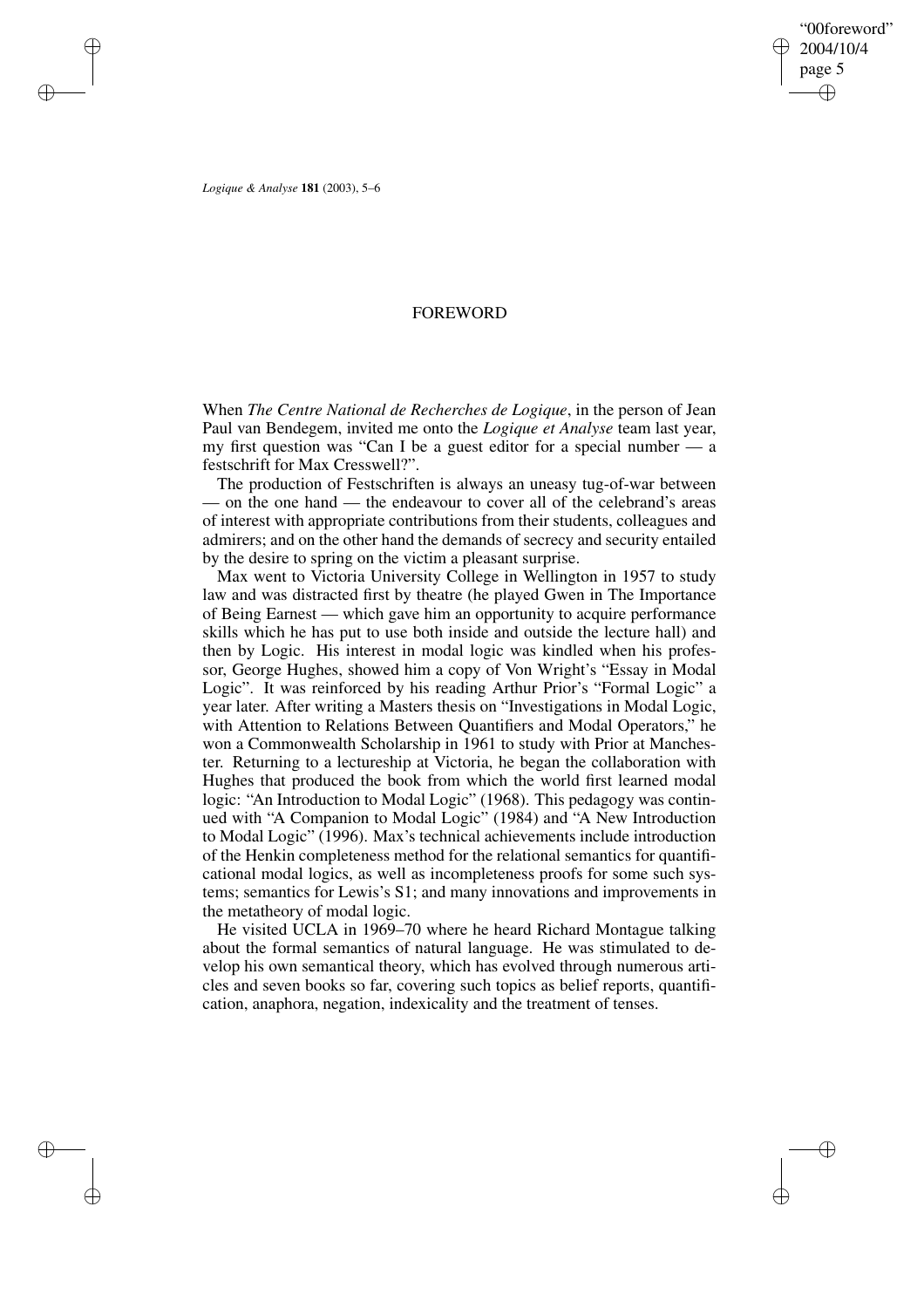# FOREWORD

When *The Centre National de Recherches de Logique*, in the person of Jean Paul van Bendegem, invited me onto the *Logique et Analyse* team last year, my first question was "Can I be a guest editor for a special number — a festschrift for Max Cresswell?".

The production of Festschriften is always an uneasy tug-of-war between — on the one hand — the endeavour to cover all of the celebrand's areas of interest with appropriate contributions from their students, colleagues and admirers; and on the other hand the demands of secrecy and security entailed by the desire to spring on the victim a pleasant surprise.

Max went to Victoria University College in Wellington in 1957 to study law and was distracted first by theatre (he played Gwen in The Importance of Being Earnest — which gave him an opportunity to acquire performance skills which he has put to use both inside and outside the lecture hall) and then by Logic. His interest in modal logic was kindled when his professor, George Hughes, showed him a copy of Von Wright's "Essay in Modal Logic". It was reinforced by his reading Arthur Prior's "Formal Logic" a year later. After writing a Masters thesis on "Investigations in Modal Logic, with Attention to Relations Between Quantifiers and Modal Operators," he won a Commonwealth Scholarship in 1961 to study with Prior at Manchester. Returning to a lectureship at Victoria, he began the collaboration with Hughes that produced the book from which the world first learned modal logic: "An Introduction to Modal Logic" (1968). This pedagogy was continued with "A Companion to Modal Logic" (1984) and "A New Introduction to Modal Logic" (1996). Max's technical achievements include introduction of the Henkin completeness method for the relational semantics for quantificational modal logics, as well as incompleteness proofs for some such systems; semantics for Lewis's S1; and many innovations and improvements in the metatheory of modal logic.

He visited UCLA in 1969–70 where he heard Richard Montague talking about the formal semantics of natural language. He was stimulated to develop his own semantical theory, which has evolved through numerous articles and seven books so far, covering such topics as belief reports, quantification, anaphora, negation, indexicality and the treatment of tenses.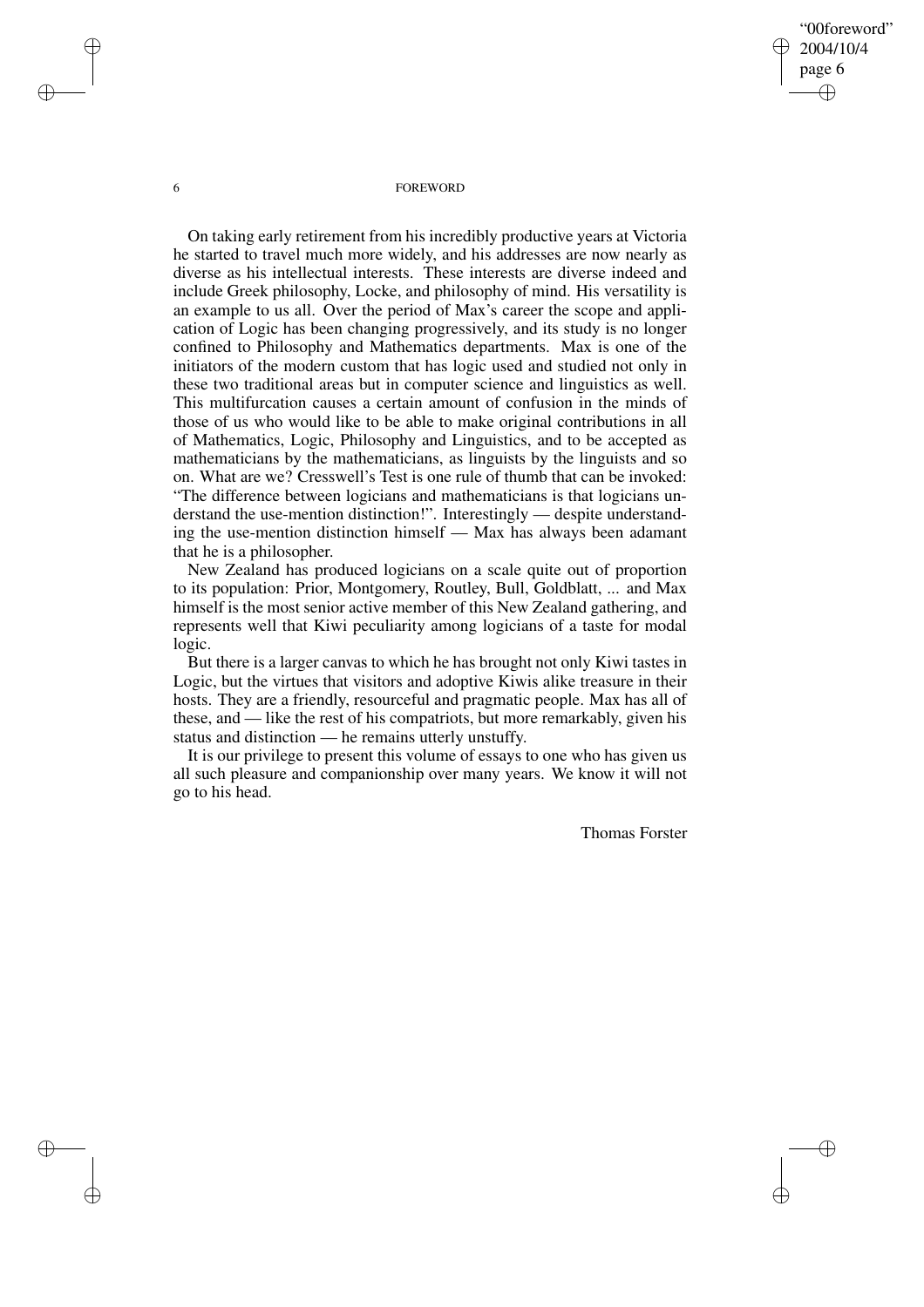On taking early retirement from his incredibly productive years at Victoria he started to travel much more widely, and his addresses are now nearly as diverse as his intellectual interests. These interests are diverse indeed and include Greek philosophy, Locke, and philosophy of mind. His versatility is an example to us all. Over the period of Max's career the scope and application of Logic has been changing progressively, and its study is no longer confined to Philosophy and Mathematics departments. Max is one of the initiators of the modern custom that has logic used and studied not only in these two traditional areas but in computer science and linguistics as well. This multifurcation causes a certain amount of confusion in the minds of those of us who would like to be able to make original contributions in all of Mathematics, Logic, Philosophy and Linguistics, and to be accepted as mathematicians by the mathematicians, as linguists by the linguists and so on. What are we? Cresswell's Test is one rule of thumb that can be invoked: "The difference between logicians and mathematicians is that logicians understand the use-mention distinction!". Interestingly — despite understanding the use-mention distinction himself — Max has always been adamant that he is a philosopher.

New Zealand has produced logicians on a scale quite out of proportion to its population: Prior, Montgomery, Routley, Bull, Goldblatt, ... and Max himself is the most senior active member of this New Zealand gathering, and represents well that Kiwi peculiarity among logicians of a taste for modal logic.

But there is a larger canvas to which he has brought not only Kiwi tastes in Logic, but the virtues that visitors and adoptive Kiwis alike treasure in their hosts. They are a friendly, resourceful and pragmatic people. Max has all of these, and — like the rest of his compatriots, but more remarkably, given his status and distinction — he remains utterly unstuffy.

It is our privilege to present this volume of essays to one who has given us all such pleasure and companionship over many years. We know it will not go to his head.

Thomas Forster